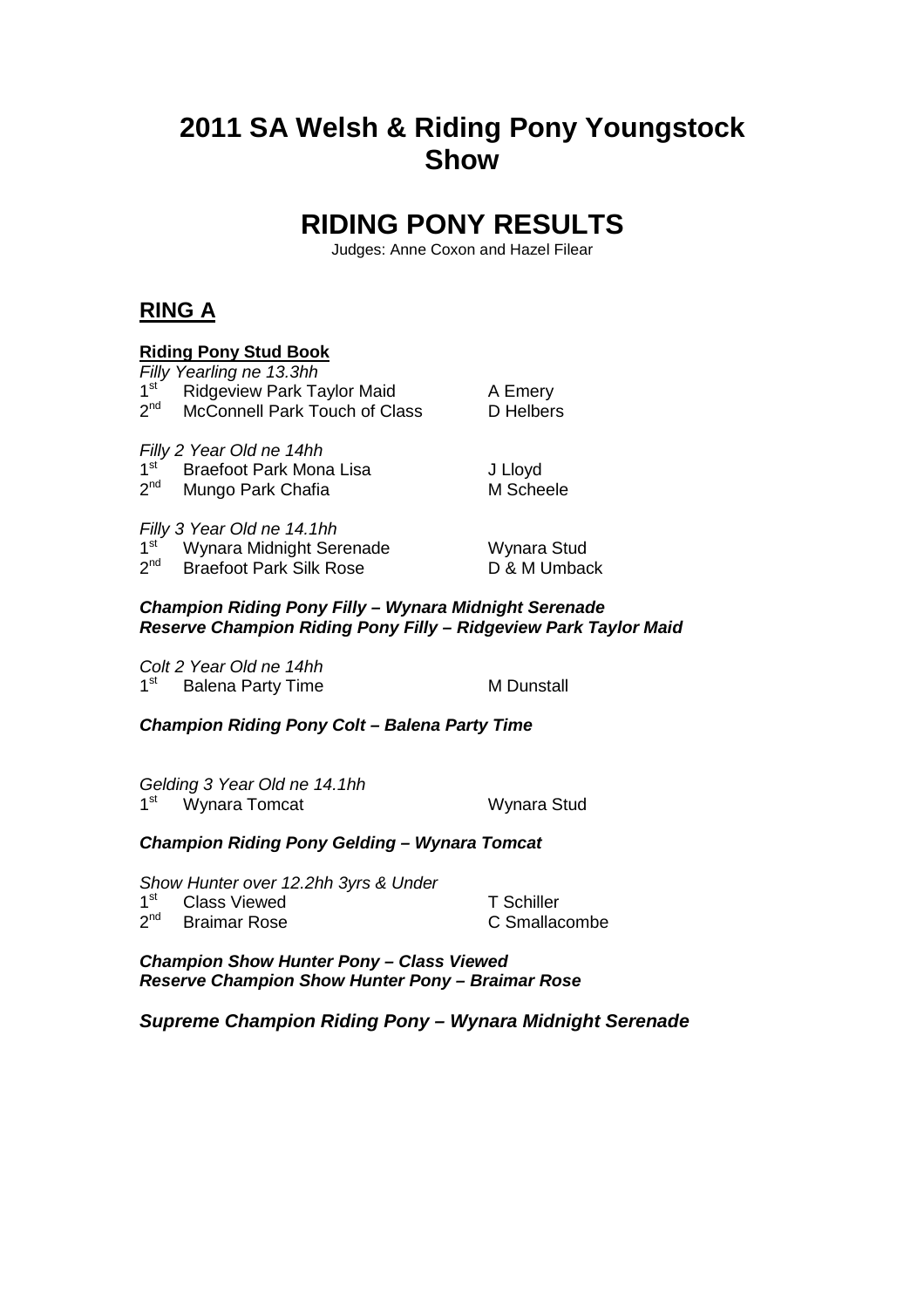# 2011 SA Welsh & Riding Pony Youngstock Show

# RIDING PONY RESULTS

Judges: Anne Coxon and Hazel Filear

## RING A

**Riding Pony Stud Book**

*Filly Yearling ne 13.3hh*

| | | |
|---|---|---|
| 1st | Ridgeview Park Taylor Maid | A Emery |
| 2nd | McConnell Park Touch of Class | D Helbers |

*Filly 2 Year Old ne 14hh*

| | | |
|---|---|---|
| 1st | Braefoot Park Mona Lisa | J Lloyd |
| 2nd | Mungo Park Chafia | M Scheele |

*Filly 3 Year Old ne 14.1hh*

| | | |
|---|---|---|
| 1st | Wynara Midnight Serenade | Wynara Stud |
| 2nd | Braefoot Park Silk Rose | D & M Umback |

***Champion Riding Pony Filly – Wynara Midnight Serenade***
***Reserve Champion Riding Pony Filly – Ridgeview Park Taylor Maid***

*Colt 2 Year Old ne 14hh*

| | | |
|---|---|---|
| 1st | Balena Party Time | M Dunstall |

***Champion Riding Pony Colt – Balena Party Time***

*Gelding 3 Year Old ne 14.1hh*

| | | |
|---|---|---|
| 1st | Wynara Tomcat | Wynara Stud |

***Champion Riding Pony Gelding – Wynara Tomcat***

*Show Hunter over 12.2hh 3yrs & Under*

| | | |
|---|---|---|
| 1st | Class Viewed | T Schiller |
| 2nd | Braimar Rose | C Smallacombe |

***Champion Show Hunter Pony – Class Viewed***
***Reserve Champion Show Hunter Pony – Braimar Rose***

***Supreme Champion Riding Pony – Wynara Midnight Serenade***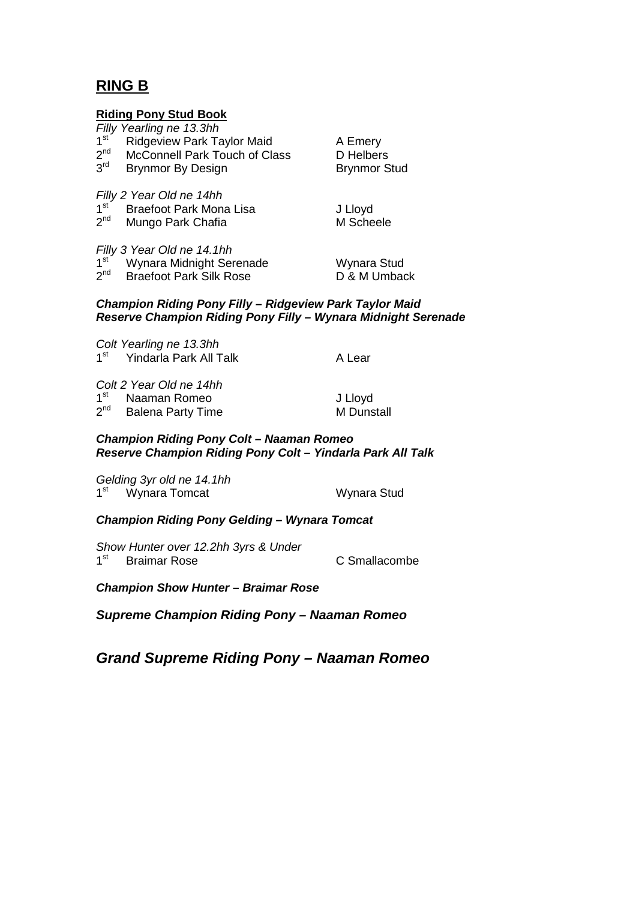## RING B

**Riding Pony Stud Book**

*Filly Yearling ne 13.3hh*

| | | |
|---|---|---|
| 1st | Ridgeview Park Taylor Maid | A Emery |
| 2nd | McConnell Park Touch of Class | D Helbers |
| 3rd | Brynmor By Design | Brynmor Stud |

*Filly 2 Year Old ne 14hh*

| | | |
|---|---|---|
| 1st | Braefoot Park Mona Lisa | J Lloyd |
| 2nd | Mungo Park Chafia | M Scheele |

*Filly 3 Year Old ne 14.1hh*

| | | |
|---|---|---|
| 1st | Wynara Midnight Serenade | Wynara Stud |
| 2nd | Braefoot Park Silk Rose | D & M Umback |

***Champion Riding Pony Filly – Ridgeview Park Taylor Maid***
***Reserve Champion Riding Pony Filly – Wynara Midnight Serenade***

*Colt Yearling ne 13.3hh*

| | | |
|---|---|---|
| 1st | Yindarla Park All Talk | A Lear |

*Colt 2 Year Old ne 14hh*

| | | |
|---|---|---|
| 1st | Naaman Romeo | J Lloyd |
| 2nd | Balena Party Time | M Dunstall |

***Champion Riding Pony Colt – Naaman Romeo***
***Reserve Champion Riding Pony Colt – Yindarla Park All Talk***

*Gelding 3yr old ne 14.1hh*

| | | |
|---|---|---|
| 1st | Wynara Tomcat | Wynara Stud |

***Champion Riding Pony Gelding – Wynara Tomcat***

*Show Hunter over 12.2hh 3yrs & Under*

| | | |
|---|---|---|
| 1st | Braimar Rose | C Smallacombe |

***Champion Show Hunter – Braimar Rose***

***Supreme Champion Riding Pony – Naaman Romeo***

### ***Grand Supreme Riding Pony – Naaman Romeo***